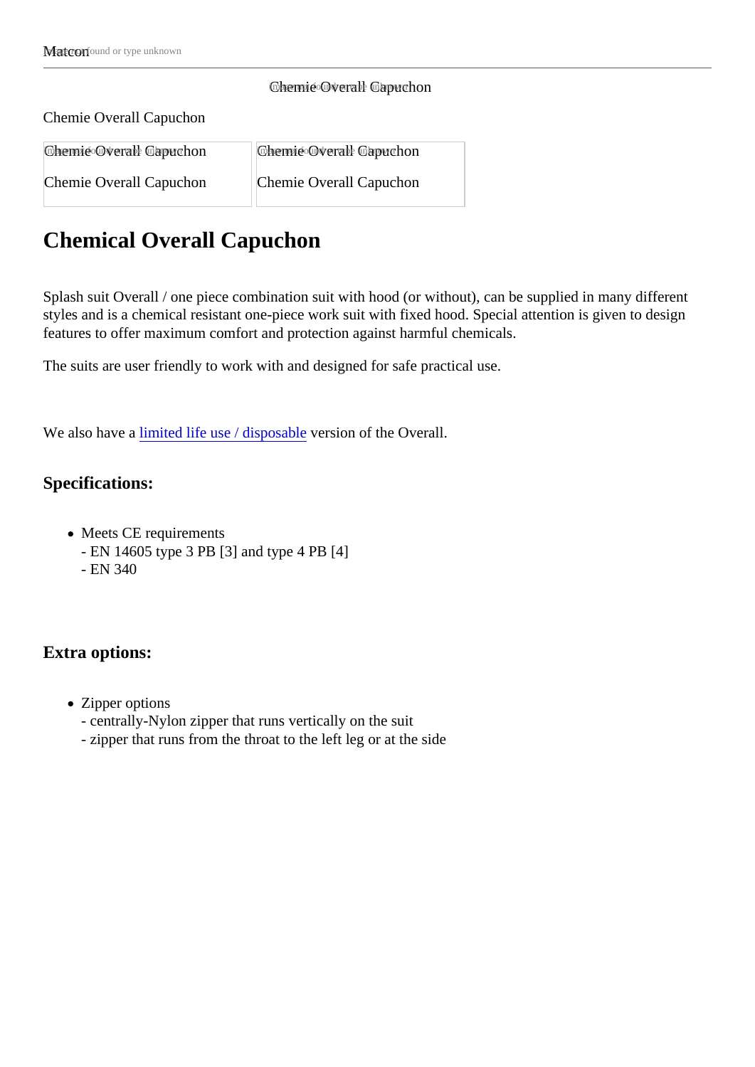Matcon

Chemie Overall Capuchon

Chemie Overall Capuchon

| Chemie Overall Capuchon | Chemie Overall Capuchon |
| --- | --- |
| Chemie Overall Capuchon | Chemie Overall Capuchon |

# Chemical Overall Capuchon

Splash suit Overall / one piece combination suit with hood (or without), can be supplied in many different styles and is a chemical resistant one-piece work suit with fixed hood. Special attention is given to design features to offer maximum comfort and protection against harmful chemicals.

The suits are user friendly to work with and designed for safe practical use.

We also have a limited life use / disposable version of the Overall.

## Specifications:

- Meets CE requirements
  - EN 14605 type 3 PB [3] and type 4 PB [4]
  - EN 340

## Extra options:

- Zipper options
  - centrally-Nylon zipper that runs vertically on the suit
  - zipper that runs from the throat to the left leg or at the side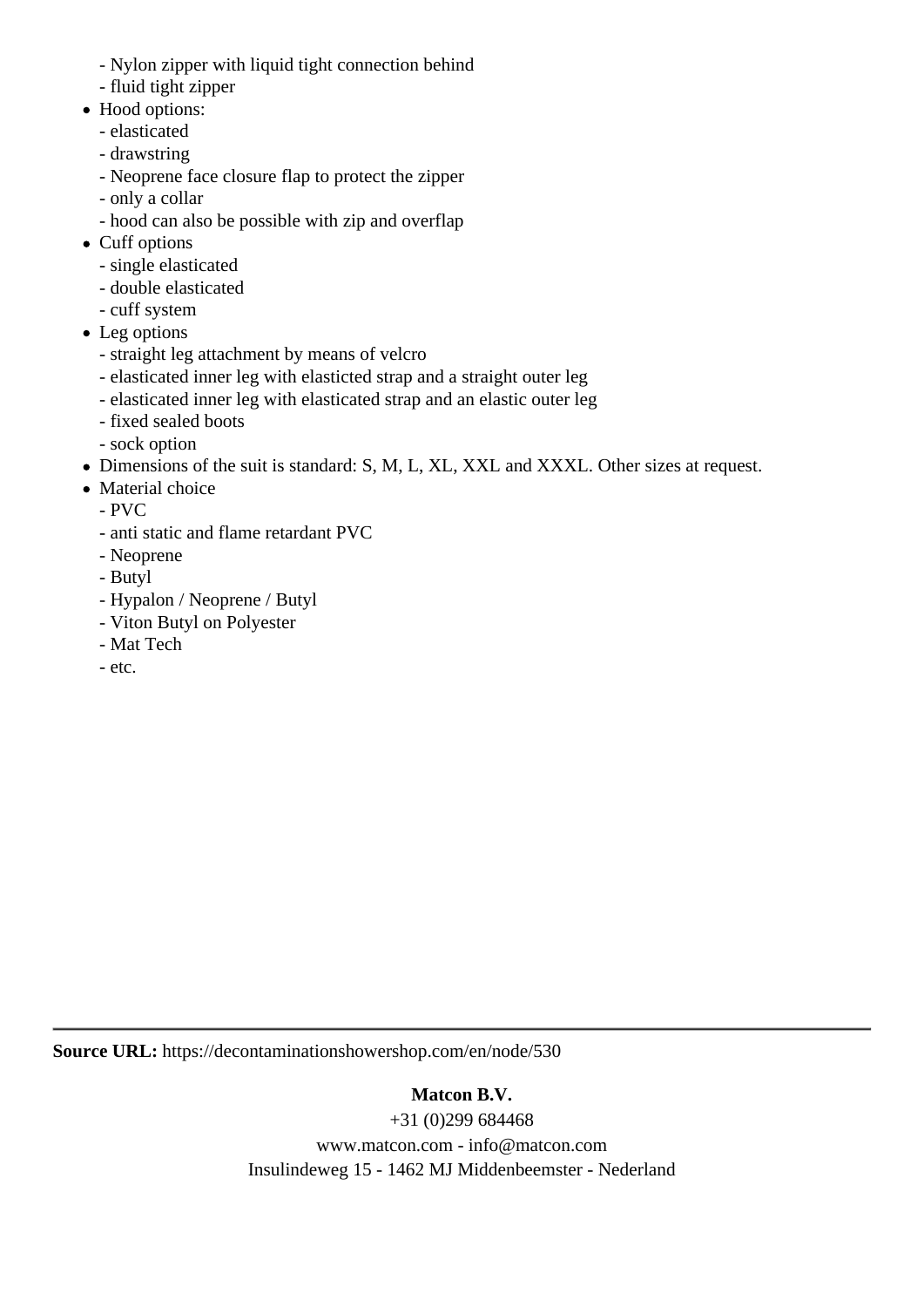- Nylon zipper with liquid tight connection behind
  - fluid tight zipper
- Hood options:
  - elasticated
  - drawstring
  - Neoprene face closure flap to protect the zipper
  - only a collar
  - hood can also be possible with zip and overflap
- Cuff options
  - single elasticated
  - double elasticated
  - cuff system
- Leg options
  - straight leg attachment by means of velcro
  - elasticated inner leg with elasticted strap and a straight outer leg
  - elasticated inner leg with elasticated strap and an elastic outer leg
  - fixed sealed boots
  - sock option
- Dimensions of the suit is standard: S, M, L, XL, XXL and XXXL. Other sizes at request.
- Material choice
  - PVC
  - anti static and flame retardant PVC
  - Neoprene
  - Butyl
  - Hypalon / Neoprene / Butyl
  - Viton Butyl on Polyester
  - Mat Tech
  - etc.

---

**Source URL:** https://decontaminationshowershop.com/en/node/530

**Matcon B.V.**

+31 (0)299 684468

www.matcon.com - info@matcon.com

Insulindeweg 15 - 1462 MJ Middenbeemster - Nederland